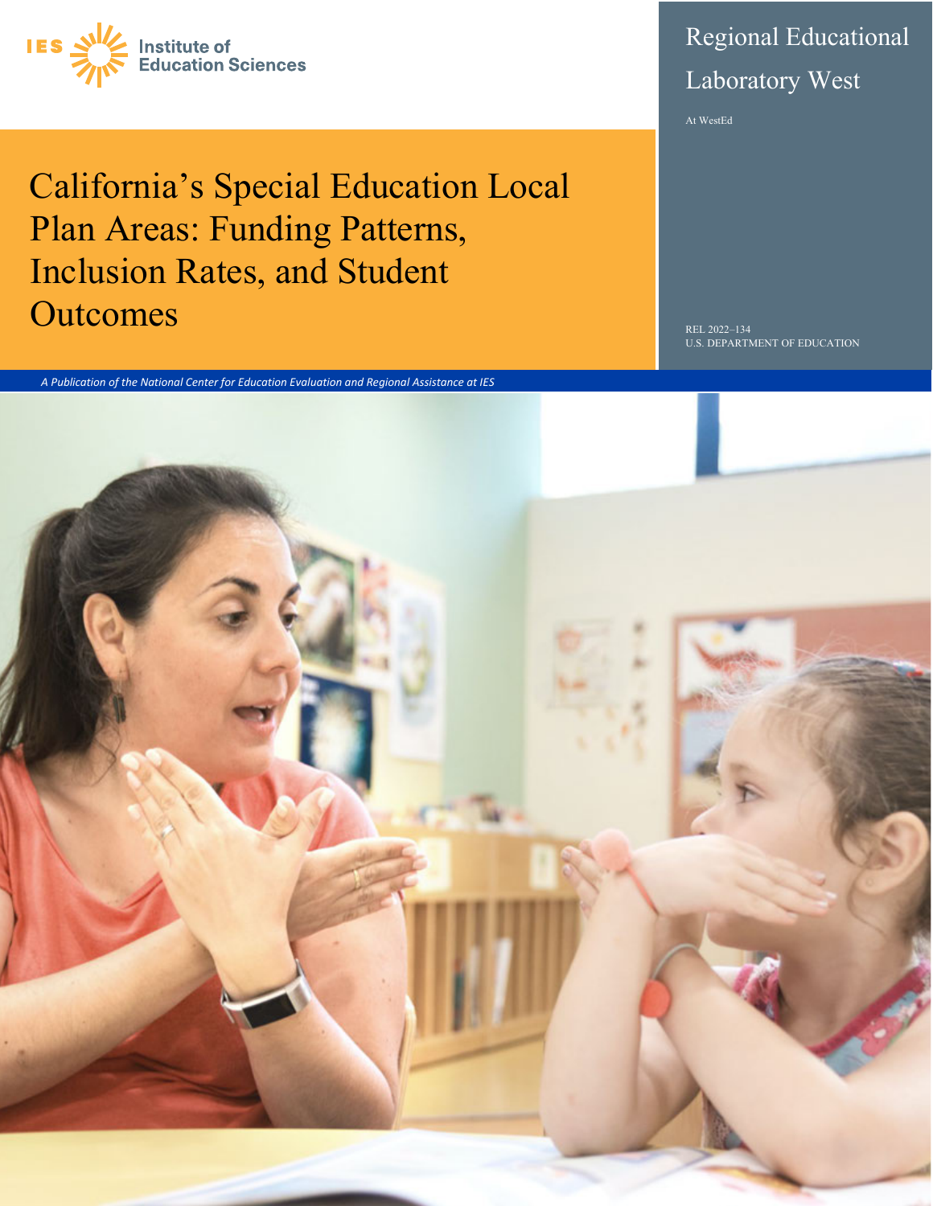IES Institute of Education Sciences

Regional Educational Laboratory West

At WestEd

# California's Special Education Local Plan Areas: Funding Patterns, Inclusion Rates, and Student Outcomes

REL 2022–134
U.S. DEPARTMENT OF EDUCATION

*A Publication of the National Center for Education Evaluation and Regional Assistance at IES*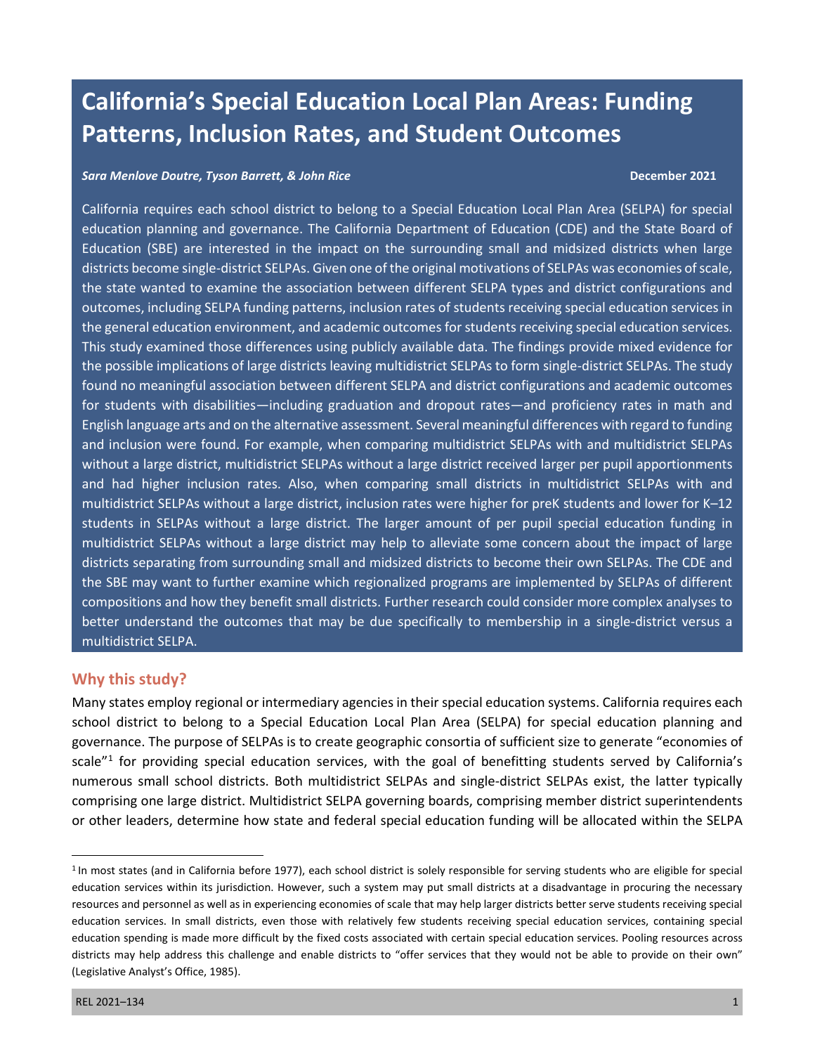# California's Special Education Local Plan Areas: Funding Patterns, Inclusion Rates, and Student Outcomes

***Sara Menlove Doutre, Tyson Barrett, & John Rice*** **December 2021**

California requires each school district to belong to a Special Education Local Plan Area (SELPA) for special education planning and governance. The California Department of Education (CDE) and the State Board of Education (SBE) are interested in the impact on the surrounding small and midsized districts when large districts become single-district SELPAs. Given one of the original motivations of SELPAs was economies of scale, the state wanted to examine the association between different SELPA types and district configurations and outcomes, including SELPA funding patterns, inclusion rates of students receiving special education services in the general education environment, and academic outcomes for students receiving special education services. This study examined those differences using publicly available data. The findings provide mixed evidence for the possible implications of large districts leaving multidistrict SELPAs to form single-district SELPAs. The study found no meaningful association between different SELPA and district configurations and academic outcomes for students with disabilities—including graduation and dropout rates—and proficiency rates in math and English language arts and on the alternative assessment. Several meaningful differences with regard to funding and inclusion were found. For example, when comparing multidistrict SELPAs with and multidistrict SELPAs without a large district, multidistrict SELPAs without a large district received larger per pupil apportionments and had higher inclusion rates. Also, when comparing small districts in multidistrict SELPAs with and multidistrict SELPAs without a large district, inclusion rates were higher for preK students and lower for K–12 students in SELPAs without a large district. The larger amount of per pupil special education funding in multidistrict SELPAs without a large district may help to alleviate some concern about the impact of large districts separating from surrounding small and midsized districts to become their own SELPAs. The CDE and the SBE may want to further examine which regionalized programs are implemented by SELPAs of different compositions and how they benefit small districts. Further research could consider more complex analyses to better understand the outcomes that may be due specifically to membership in a single-district versus a multidistrict SELPA.

## Why this study?

Many states employ regional or intermediary agencies in their special education systems. California requires each school district to belong to a Special Education Local Plan Area (SELPA) for special education planning and governance. The purpose of SELPAs is to create geographic consortia of sufficient size to generate "economies of scale"[1] for providing special education services, with the goal of benefitting students served by California's numerous small school districts. Both multidistrict SELPAs and single-district SELPAs exist, the latter typically comprising one large district. Multidistrict SELPA governing boards, comprising member district superintendents or other leaders, determine how state and federal special education funding will be allocated within the SELPA

[1] In most states (and in California before 1977), each school district is solely responsible for serving students who are eligible for special education services within its jurisdiction. However, such a system may put small districts at a disadvantage in procuring the necessary resources and personnel as well as in experiencing economies of scale that may help larger districts better serve students receiving special education services. In small districts, even those with relatively few students receiving special education services, containing special education spending is made more difficult by the fixed costs associated with certain special education services. Pooling resources across districts may help address this challenge and enable districts to "offer services that they would not be able to provide on their own" (Legislative Analyst's Office, 1985).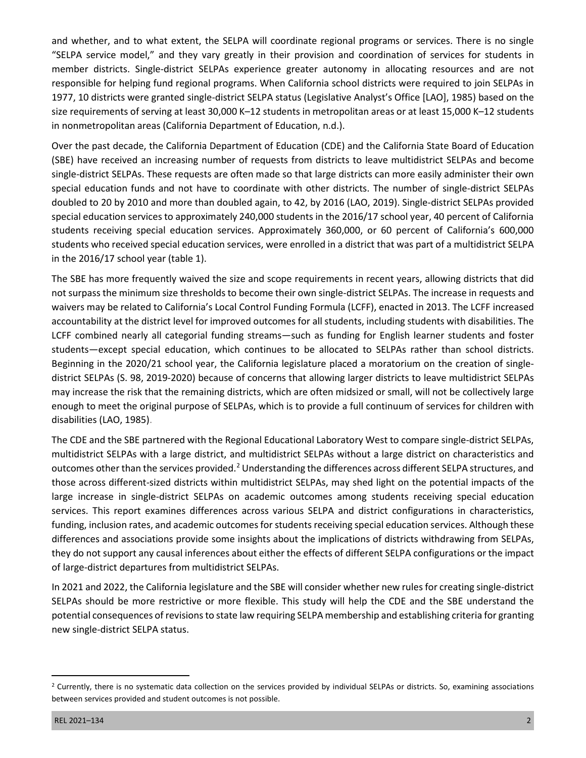and whether, and to what extent, the SELPA will coordinate regional programs or services. There is no single "SELPA service model," and they vary greatly in their provision and coordination of services for students in member districts. Single-district SELPAs experience greater autonomy in allocating resources and are not responsible for helping fund regional programs. When California school districts were required to join SELPAs in 1977, 10 districts were granted single-district SELPA status (Legislative Analyst's Office [LAO], 1985) based on the size requirements of serving at least 30,000 K–12 students in metropolitan areas or at least 15,000 K–12 students in nonmetropolitan areas (California Department of Education, n.d.).

Over the past decade, the California Department of Education (CDE) and the California State Board of Education (SBE) have received an increasing number of requests from districts to leave multidistrict SELPAs and become single-district SELPAs. These requests are often made so that large districts can more easily administer their own special education funds and not have to coordinate with other districts. The number of single-district SELPAs doubled to 20 by 2010 and more than doubled again, to 42, by 2016 (LAO, 2019). Single-district SELPAs provided special education services to approximately 240,000 students in the 2016/17 school year, 40 percent of California students receiving special education services. Approximately 360,000, or 60 percent of California's 600,000 students who received special education services, were enrolled in a district that was part of a multidistrict SELPA in the 2016/17 school year (table 1).

The SBE has more frequently waived the size and scope requirements in recent years, allowing districts that did not surpass the minimum size thresholds to become their own single-district SELPAs. The increase in requests and waivers may be related to California's Local Control Funding Formula (LCFF), enacted in 2013. The LCFF increased accountability at the district level for improved outcomes for all students, including students with disabilities. The LCFF combined nearly all categorial funding streams—such as funding for English learner students and foster students—except special education, which continues to be allocated to SELPAs rather than school districts. Beginning in the 2020/21 school year, the California legislature placed a moratorium on the creation of single-district SELPAs (S. 98, 2019-2020) because of concerns that allowing larger districts to leave multidistrict SELPAs may increase the risk that the remaining districts, which are often midsized or small, will not be collectively large enough to meet the original purpose of SELPAs, which is to provide a full continuum of services for children with disabilities (LAO, 1985).

The CDE and the SBE partnered with the Regional Educational Laboratory West to compare single-district SELPAs, multidistrict SELPAs with a large district, and multidistrict SELPAs without a large district on characteristics and outcomes other than the services provided.[2] Understanding the differences across different SELPA structures, and those across different-sized districts within multidistrict SELPAs, may shed light on the potential impacts of the large increase in single-district SELPAs on academic outcomes among students receiving special education services. This report examines differences across various SELPA and district configurations in characteristics, funding, inclusion rates, and academic outcomes for students receiving special education services. Although these differences and associations provide some insights about the implications of districts withdrawing from SELPAs, they do not support any causal inferences about either the effects of different SELPA configurations or the impact of large-district departures from multidistrict SELPAs.

In 2021 and 2022, the California legislature and the SBE will consider whether new rules for creating single-district SELPAs should be more restrictive or more flexible. This study will help the CDE and the SBE understand the potential consequences of revisions to state law requiring SELPA membership and establishing criteria for granting new single-district SELPA status.

[2] Currently, there is no systematic data collection on the services provided by individual SELPAs or districts. So, examining associations between services provided and student outcomes is not possible.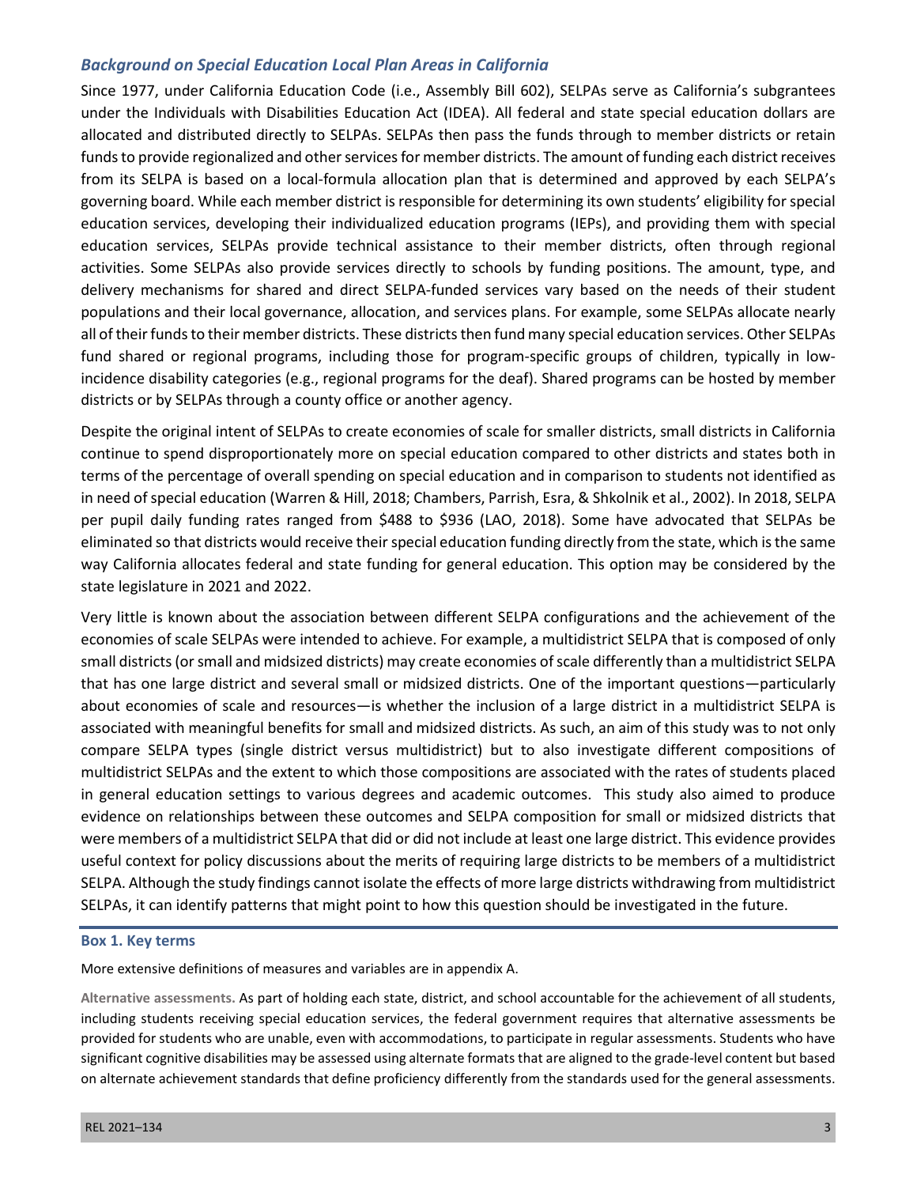### *Background on Special Education Local Plan Areas in California*

Since 1977, under California Education Code (i.e., Assembly Bill 602), SELPAs serve as California's subgrantees under the Individuals with Disabilities Education Act (IDEA). All federal and state special education dollars are allocated and distributed directly to SELPAs. SELPAs then pass the funds through to member districts or retain funds to provide regionalized and other services for member districts. The amount of funding each district receives from its SELPA is based on a local-formula allocation plan that is determined and approved by each SELPA's governing board. While each member district is responsible for determining its own students' eligibility for special education services, developing their individualized education programs (IEPs), and providing them with special education services, SELPAs provide technical assistance to their member districts, often through regional activities. Some SELPAs also provide services directly to schools by funding positions. The amount, type, and delivery mechanisms for shared and direct SELPA-funded services vary based on the needs of their student populations and their local governance, allocation, and services plans. For example, some SELPAs allocate nearly all of their funds to their member districts. These districts then fund many special education services. Other SELPAs fund shared or regional programs, including those for program-specific groups of children, typically in low-incidence disability categories (e.g., regional programs for the deaf). Shared programs can be hosted by member districts or by SELPAs through a county office or another agency.

Despite the original intent of SELPAs to create economies of scale for smaller districts, small districts in California continue to spend disproportionately more on special education compared to other districts and states both in terms of the percentage of overall spending on special education and in comparison to students not identified as in need of special education (Warren & Hill, 2018; Chambers, Parrish, Esra, & Shkolnik et al., 2002). In 2018, SELPA per pupil daily funding rates ranged from $488 to $936 (LAO, 2018). Some have advocated that SELPAs be eliminated so that districts would receive their special education funding directly from the state, which is the same way California allocates federal and state funding for general education. This option may be considered by the state legislature in 2021 and 2022.

Very little is known about the association between different SELPA configurations and the achievement of the economies of scale SELPAs were intended to achieve. For example, a multidistrict SELPA that is composed of only small districts (or small and midsized districts) may create economies of scale differently than a multidistrict SELPA that has one large district and several small or midsized districts. One of the important questions—particularly about economies of scale and resources—is whether the inclusion of a large district in a multidistrict SELPA is associated with meaningful benefits for small and midsized districts. As such, an aim of this study was to not only compare SELPA types (single district versus multidistrict) but to also investigate different compositions of multidistrict SELPAs and the extent to which those compositions are associated with the rates of students placed in general education settings to various degrees and academic outcomes. This study also aimed to produce evidence on relationships between these outcomes and SELPA composition for small or midsized districts that were members of a multidistrict SELPA that did or did not include at least one large district. This evidence provides useful context for policy discussions about the merits of requiring large districts to be members of a multidistrict SELPA. Although the study findings cannot isolate the effects of more large districts withdrawing from multidistrict SELPAs, it can identify patterns that might point to how this question should be investigated in the future.

---

**Box 1. Key terms**

More extensive definitions of measures and variables are in appendix A.

**Alternative assessments.** As part of holding each state, district, and school accountable for the achievement of all students, including students receiving special education services, the federal government requires that alternative assessments be provided for students who are unable, even with accommodations, to participate in regular assessments. Students who have significant cognitive disabilities may be assessed using alternate formats that are aligned to the grade-level content but based on alternate achievement standards that define proficiency differently from the standards used for the general assessments.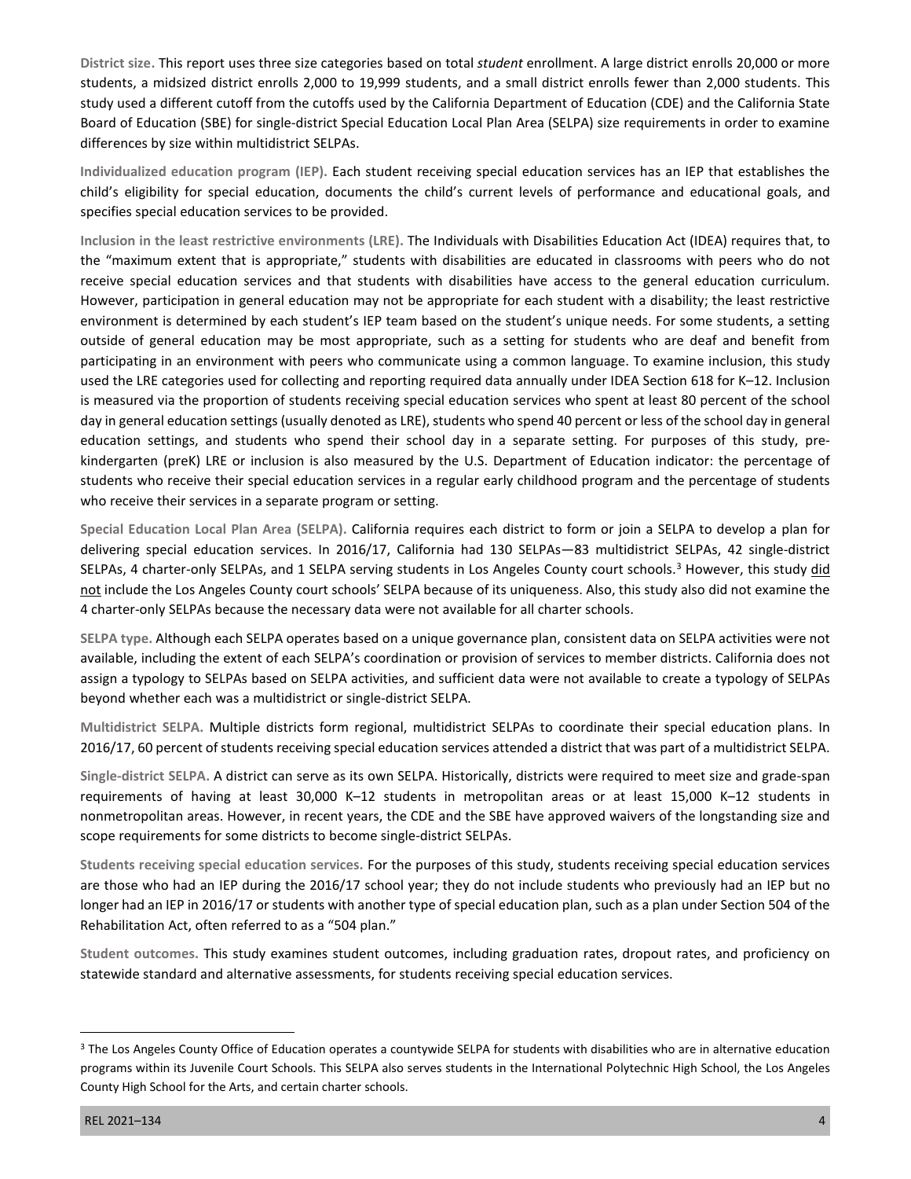**District size.** This report uses three size categories based on total *student* enrollment. A large district enrolls 20,000 or more students, a midsized district enrolls 2,000 to 19,999 students, and a small district enrolls fewer than 2,000 students. This study used a different cutoff from the cutoffs used by the California Department of Education (CDE) and the California State Board of Education (SBE) for single-district Special Education Local Plan Area (SELPA) size requirements in order to examine differences by size within multidistrict SELPAs.

**Individualized education program (IEP).** Each student receiving special education services has an IEP that establishes the child's eligibility for special education, documents the child's current levels of performance and educational goals, and specifies special education services to be provided.

**Inclusion in the least restrictive environments (LRE).** The Individuals with Disabilities Education Act (IDEA) requires that, to the "maximum extent that is appropriate," students with disabilities are educated in classrooms with peers who do not receive special education services and that students with disabilities have access to the general education curriculum. However, participation in general education may not be appropriate for each student with a disability; the least restrictive environment is determined by each student's IEP team based on the student's unique needs. For some students, a setting outside of general education may be most appropriate, such as a setting for students who are deaf and benefit from participating in an environment with peers who communicate using a common language. To examine inclusion, this study used the LRE categories used for collecting and reporting required data annually under IDEA Section 618 for K–12. Inclusion is measured via the proportion of students receiving special education services who spent at least 80 percent of the school day in general education settings (usually denoted as LRE), students who spend 40 percent or less of the school day in general education settings, and students who spend their school day in a separate setting. For purposes of this study, pre-kindergarten (preK) LRE or inclusion is also measured by the U.S. Department of Education indicator: the percentage of students who receive their special education services in a regular early childhood program and the percentage of students who receive their services in a separate program or setting.

**Special Education Local Plan Area (SELPA).** California requires each district to form or join a SELPA to develop a plan for delivering special education services. In 2016/17, California had 130 SELPAs—83 multidistrict SELPAs, 42 single-district SELPAs, 4 charter-only SELPAs, and 1 SELPA serving students in Los Angeles County court schools.[3] However, this study did not include the Los Angeles County court schools' SELPA because of its uniqueness. Also, this study also did not examine the 4 charter-only SELPAs because the necessary data were not available for all charter schools.

**SELPA type.** Although each SELPA operates based on a unique governance plan, consistent data on SELPA activities were not available, including the extent of each SELPA's coordination or provision of services to member districts. California does not assign a typology to SELPAs based on SELPA activities, and sufficient data were not available to create a typology of SELPAs beyond whether each was a multidistrict or single-district SELPA.

**Multidistrict SELPA.** Multiple districts form regional, multidistrict SELPAs to coordinate their special education plans. In 2016/17, 60 percent of students receiving special education services attended a district that was part of a multidistrict SELPA.

**Single-district SELPA.** A district can serve as its own SELPA. Historically, districts were required to meet size and grade-span requirements of having at least 30,000 K–12 students in metropolitan areas or at least 15,000 K–12 students in nonmetropolitan areas. However, in recent years, the CDE and the SBE have approved waivers of the longstanding size and scope requirements for some districts to become single-district SELPAs.

**Students receiving special education services.** For the purposes of this study, students receiving special education services are those who had an IEP during the 2016/17 school year; they do not include students who previously had an IEP but no longer had an IEP in 2016/17 or students with another type of special education plan, such as a plan under Section 504 of the Rehabilitation Act, often referred to as a "504 plan."

**Student outcomes.** This study examines student outcomes, including graduation rates, dropout rates, and proficiency on statewide standard and alternative assessments, for students receiving special education services.

[3] The Los Angeles County Office of Education operates a countywide SELPA for students with disabilities who are in alternative education programs within its Juvenile Court Schools. This SELPA also serves students in the International Polytechnic High School, the Los Angeles County High School for the Arts, and certain charter schools.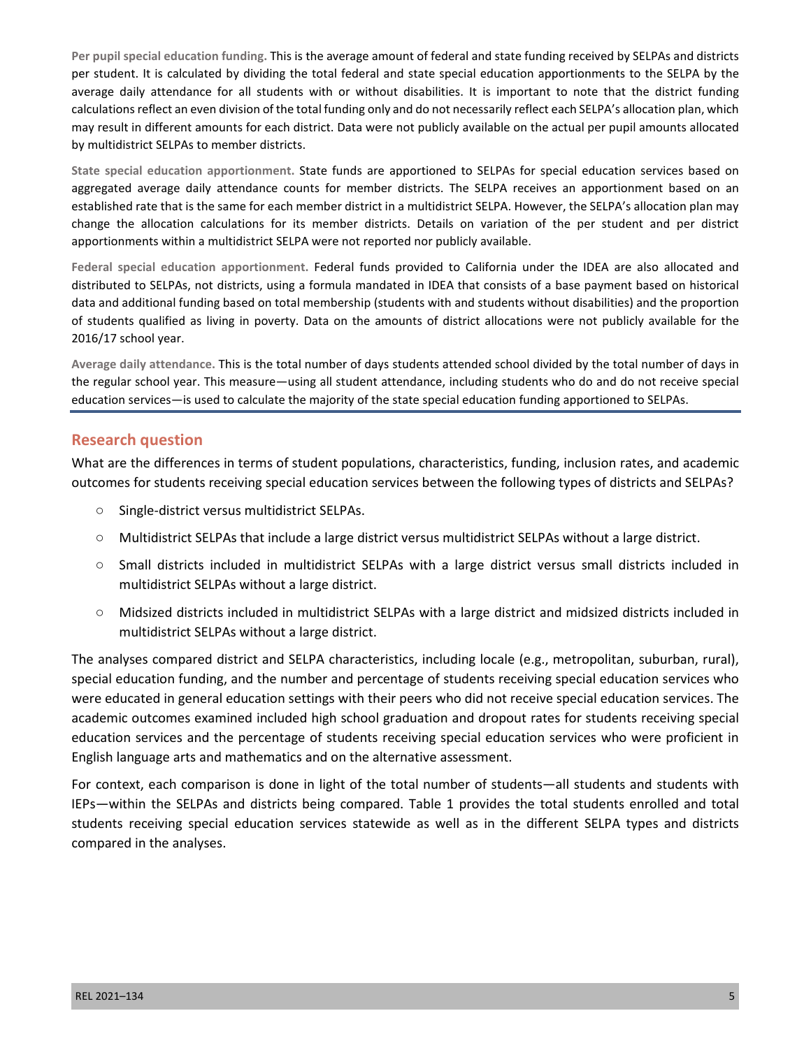**Per pupil special education funding.** This is the average amount of federal and state funding received by SELPAs and districts per student. It is calculated by dividing the total federal and state special education apportionments to the SELPA by the average daily attendance for all students with or without disabilities. It is important to note that the district funding calculations reflect an even division of the total funding only and do not necessarily reflect each SELPA's allocation plan, which may result in different amounts for each district. Data were not publicly available on the actual per pupil amounts allocated by multidistrict SELPAs to member districts.

**State special education apportionment.** State funds are apportioned to SELPAs for special education services based on aggregated average daily attendance counts for member districts. The SELPA receives an apportionment based on an established rate that is the same for each member district in a multidistrict SELPA. However, the SELPA's allocation plan may change the allocation calculations for its member districts. Details on variation of the per student and per district apportionments within a multidistrict SELPA were not reported nor publicly available.

**Federal special education apportionment.** Federal funds provided to California under the IDEA are also allocated and distributed to SELPAs, not districts, using a formula mandated in IDEA that consists of a base payment based on historical data and additional funding based on total membership (students with and students without disabilities) and the proportion of students qualified as living in poverty. Data on the amounts of district allocations were not publicly available for the 2016/17 school year.

**Average daily attendance.** This is the total number of days students attended school divided by the total number of days in the regular school year. This measure—using all student attendance, including students who do and do not receive special education services—is used to calculate the majority of the state special education funding apportioned to SELPAs.

## Research question

What are the differences in terms of student populations, characteristics, funding, inclusion rates, and academic outcomes for students receiving special education services between the following types of districts and SELPAs?

- Single-district versus multidistrict SELPAs.
- Multidistrict SELPAs that include a large district versus multidistrict SELPAs without a large district.
- Small districts included in multidistrict SELPAs with a large district versus small districts included in multidistrict SELPAs without a large district.
- Midsized districts included in multidistrict SELPAs with a large district and midsized districts included in multidistrict SELPAs without a large district.

The analyses compared district and SELPA characteristics, including locale (e.g., metropolitan, suburban, rural), special education funding, and the number and percentage of students receiving special education services who were educated in general education settings with their peers who did not receive special education services. The academic outcomes examined included high school graduation and dropout rates for students receiving special education services and the percentage of students receiving special education services who were proficient in English language arts and mathematics and on the alternative assessment.

For context, each comparison is done in light of the total number of students—all students and students with IEPs—within the SELPAs and districts being compared. Table 1 provides the total students enrolled and total students receiving special education services statewide as well as in the different SELPA types and districts compared in the analyses.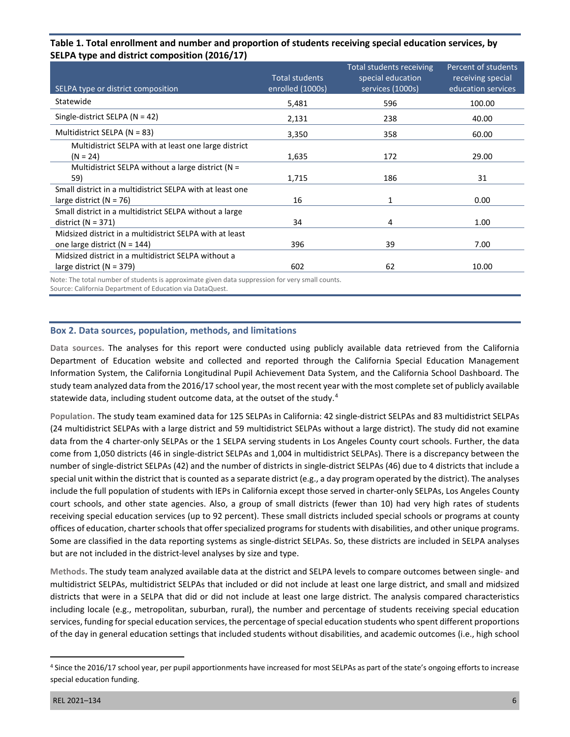**Table 1. Total enrollment and number and proportion of students receiving special education services, by SELPA type and district composition (2016/17)**

| SELPA type or district composition | Total students enrolled (1000s) | Total students receiving special education services (1000s) | Percent of students receiving special education services |
|---|---|---|---|
| Statewide | 5,481 | 596 | 100.00 |
| Single-district SELPA (N = 42) | 2,131 | 238 | 40.00 |
| Multidistrict SELPA (N = 83) | 3,350 | 358 | 60.00 |
| Multidistrict SELPA with at least one large district (N = 24) | 1,635 | 172 | 29.00 |
| Multidistrict SELPA without a large district (N = 59) | 1,715 | 186 | 31 |
| Small district in a multidistrict SELPA with at least one large district (N = 76) | 16 | 1 | 0.00 |
| Small district in a multidistrict SELPA without a large district (N = 371) | 34 | 4 | 1.00 |
| Midsized district in a multidistrict SELPA with at least one large district (N = 144) | 396 | 39 | 7.00 |
| Midsized district in a multidistrict SELPA without a large district (N = 379) | 602 | 62 | 10.00 |

Note: The total number of students is approximate given data suppression for very small counts.
Source: California Department of Education via DataQuest.

### Box 2. Data sources, population, methods, and limitations

**Data sources.** The analyses for this report were conducted using publicly available data retrieved from the California Department of Education website and collected and reported through the California Special Education Management Information System, the California Longitudinal Pupil Achievement Data System, and the California School Dashboard. The study team analyzed data from the 2016/17 school year, the most recent year with the most complete set of publicly available statewide data, including student outcome data, at the outset of the study.[4]

**Population.** The study team examined data for 125 SELPAs in California: 42 single-district SELPAs and 83 multidistrict SELPAs (24 multidistrict SELPAs with a large district and 59 multidistrict SELPAs without a large district). The study did not examine data from the 4 charter-only SELPAs or the 1 SELPA serving students in Los Angeles County court schools. Further, the data come from 1,050 districts (46 in single-district SELPAs and 1,004 in multidistrict SELPAs). There is a discrepancy between the number of single-district SELPAs (42) and the number of districts in single-district SELPAs (46) due to 4 districts that include a special unit within the district that is counted as a separate district (e.g., a day program operated by the district). The analyses include the full population of students with IEPs in California except those served in charter-only SELPAs, Los Angeles County court schools, and other state agencies. Also, a group of small districts (fewer than 10) had very high rates of students receiving special education services (up to 92 percent). These small districts included special schools or programs at county offices of education, charter schools that offer specialized programs for students with disabilities, and other unique programs. Some are classified in the data reporting systems as single-district SELPAs. So, these districts are included in SELPA analyses but are not included in the district-level analyses by size and type.

**Methods.** The study team analyzed available data at the district and SELPA levels to compare outcomes between single- and multidistrict SELPAs, multidistrict SELPAs that included or did not include at least one large district, and small and midsized districts that were in a SELPA that did or did not include at least one large district. The analysis compared characteristics including locale (e.g., metropolitan, suburban, rural), the number and percentage of students receiving special education services, funding for special education services, the percentage of special education students who spent different proportions of the day in general education settings that included students without disabilities, and academic outcomes (i.e., high school

[4] Since the 2016/17 school year, per pupil apportionments have increased for most SELPAs as part of the state's ongoing efforts to increase special education funding.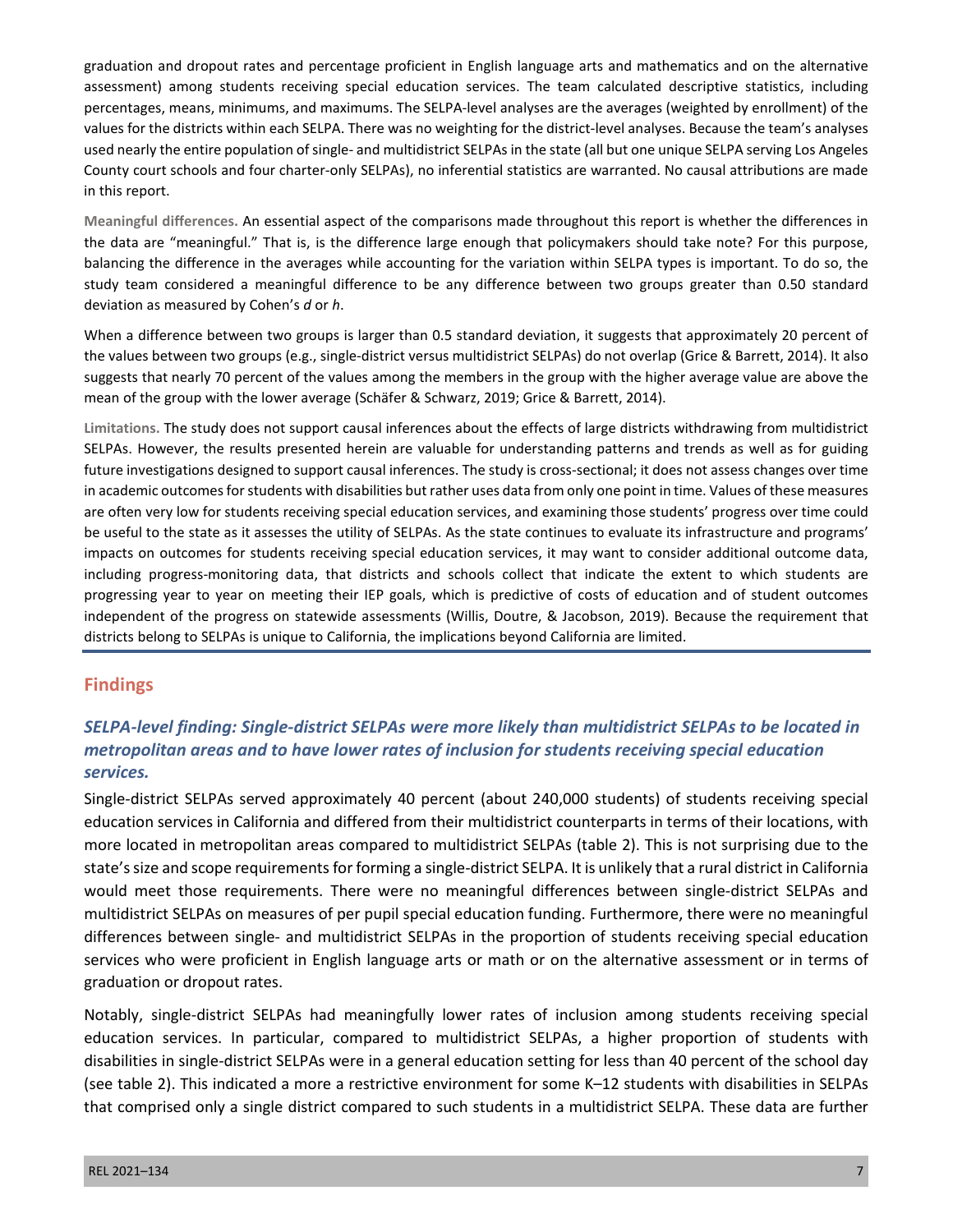graduation and dropout rates and percentage proficient in English language arts and mathematics and on the alternative assessment) among students receiving special education services. The team calculated descriptive statistics, including percentages, means, minimums, and maximums. The SELPA-level analyses are the averages (weighted by enrollment) of the values for the districts within each SELPA. There was no weighting for the district-level analyses. Because the team's analyses used nearly the entire population of single- and multidistrict SELPAs in the state (all but one unique SELPA serving Los Angeles County court schools and four charter-only SELPAs), no inferential statistics are warranted. No causal attributions are made in this report.

**Meaningful differences.** An essential aspect of the comparisons made throughout this report is whether the differences in the data are "meaningful." That is, is the difference large enough that policymakers should take note? For this purpose, balancing the difference in the averages while accounting for the variation within SELPA types is important. To do so, the study team considered a meaningful difference to be any difference between two groups greater than 0.50 standard deviation as measured by Cohen's *d* or *h*.

When a difference between two groups is larger than 0.5 standard deviation, it suggests that approximately 20 percent of the values between two groups (e.g., single-district versus multidistrict SELPAs) do not overlap (Grice & Barrett, 2014). It also suggests that nearly 70 percent of the values among the members in the group with the higher average value are above the mean of the group with the lower average (Schäfer & Schwarz, 2019; Grice & Barrett, 2014).

**Limitations.** The study does not support causal inferences about the effects of large districts withdrawing from multidistrict SELPAs. However, the results presented herein are valuable for understanding patterns and trends as well as for guiding future investigations designed to support causal inferences. The study is cross-sectional; it does not assess changes over time in academic outcomes for students with disabilities but rather uses data from only one point in time. Values of these measures are often very low for students receiving special education services, and examining those students' progress over time could be useful to the state as it assesses the utility of SELPAs. As the state continues to evaluate its infrastructure and programs' impacts on outcomes for students receiving special education services, it may want to consider additional outcome data, including progress-monitoring data, that districts and schools collect that indicate the extent to which students are progressing year to year on meeting their IEP goals, which is predictive of costs of education and of student outcomes independent of the progress on statewide assessments (Willis, Doutre, & Jacobson, 2019). Because the requirement that districts belong to SELPAs is unique to California, the implications beyond California are limited.

## Findings

### *SELPA-level finding: Single-district SELPAs were more likely than multidistrict SELPAs to be located in metropolitan areas and to have lower rates of inclusion for students receiving special education services.*

Single-district SELPAs served approximately 40 percent (about 240,000 students) of students receiving special education services in California and differed from their multidistrict counterparts in terms of their locations, with more located in metropolitan areas compared to multidistrict SELPAs (table 2). This is not surprising due to the state's size and scope requirements for forming a single-district SELPA. It is unlikely that a rural district in California would meet those requirements. There were no meaningful differences between single-district SELPAs and multidistrict SELPAs on measures of per pupil special education funding. Furthermore, there were no meaningful differences between single- and multidistrict SELPAs in the proportion of students receiving special education services who were proficient in English language arts or math or on the alternative assessment or in terms of graduation or dropout rates.

Notably, single-district SELPAs had meaningfully lower rates of inclusion among students receiving special education services. In particular, compared to multidistrict SELPAs, a higher proportion of students with disabilities in single-district SELPAs were in a general education setting for less than 40 percent of the school day (see table 2). This indicated a more a restrictive environment for some K–12 students with disabilities in SELPAs that comprised only a single district compared to such students in a multidistrict SELPA. These data are further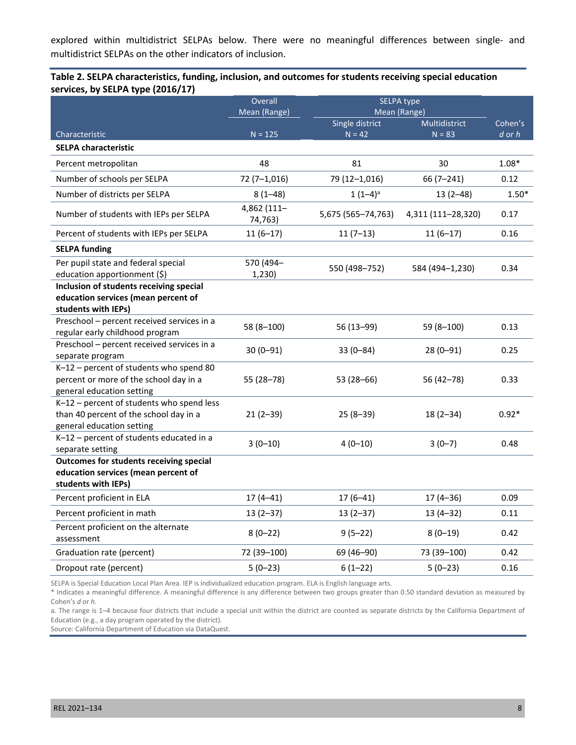explored within multidistrict SELPAs below. There were no meaningful differences between single- and multidistrict SELPAs on the other indicators of inclusion.

**Table 2. SELPA characteristics, funding, inclusion, and outcomes for students receiving special education services, by SELPA type (2016/17)**

| Characteristic | Overall Mean (Range) N = 125 | SELPA type Mean (Range) Single district N = 42 | Multidistrict N = 83 | Cohen's *d* or *h* |
|---|---|---|---|---|
| **SELPA characteristic** | | | | |
| Percent metropolitan | 48 | 81 | 30 | 1.08* |
| Number of schools per SELPA | 72 (7–1,016) | 79 (12–1,016) | 66 (7–241) | 0.12 |
| Number of districts per SELPA | 8 (1–48) | 1 (1–4)[a] | 13 (2–48) | 1.50* |
| Number of students with IEPs per SELPA | 4,862 (111–74,763) | 5,675 (565–74,763) | 4,311 (111–28,320) | 0.17 |
| Percent of students with IEPs per SELPA | 11 (6–17) | 11 (7–13) | 11 (6–17) | 0.16 |
| **SELPA funding** | | | | |
| Per pupil state and federal special education apportionment ($) | 570 (494–1,230) | 550 (498–752) | 584 (494–1,230) | 0.34 |
| **Inclusion of students receiving special education services (mean percent of students with IEPs)** | | | | |
| Preschool – percent received services in a regular early childhood program | 58 (8–100) | 56 (13–99) | 59 (8–100) | 0.13 |
| Preschool – percent received services in a separate program | 30 (0–91) | 33 (0–84) | 28 (0–91) | 0.25 |
| K–12 – percent of students who spend 80 percent or more of the school day in a general education setting | 55 (28–78) | 53 (28–66) | 56 (42–78) | 0.33 |
| K–12 – percent of students who spend less than 40 percent of the school day in a general education setting | 21 (2–39) | 25 (8–39) | 18 (2–34) | 0.92* |
| K–12 – percent of students educated in a separate setting | 3 (0–10) | 4 (0–10) | 3 (0–7) | 0.48 |
| **Outcomes for students receiving special education services (mean percent of students with IEPs)** | | | | |
| Percent proficient in ELA | 17 (4–41) | 17 (6–41) | 17 (4–36) | 0.09 |
| Percent proficient in math | 13 (2–37) | 13 (2–37) | 13 (4–32) | 0.11 |
| Percent proficient on the alternate assessment | 8 (0–22) | 9 (5–22) | 8 (0–19) | 0.42 |
| Graduation rate (percent) | 72 (39–100) | 69 (46–90) | 73 (39–100) | 0.42 |
| Dropout rate (percent) | 5 (0–23) | 6 (1–22) | 5 (0–23) | 0.16 |

SELPA is Special Education Local Plan Area. IEP is individualized education program. ELA is English language arts.

* Indicates a meaningful difference. A meaningful difference is any difference between two groups greater than 0.50 standard deviation as measured by Cohen's *d* or *h*.

a. The range is 1–4 because four districts that include a special unit within the district are counted as separate districts by the California Department of Education (e.g., a day program operated by the district).

Source: California Department of Education via DataQuest.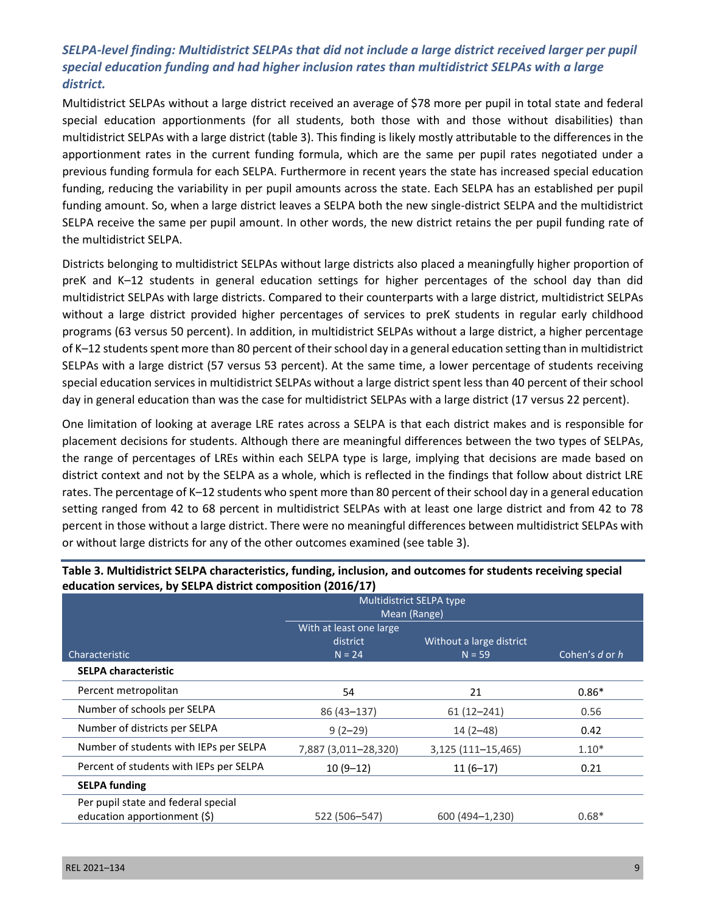### *SELPA-level finding: Multidistrict SELPAs that did not include a large district received larger per pupil special education funding and had higher inclusion rates than multidistrict SELPAs with a large district.*

Multidistrict SELPAs without a large district received an average of $78 more per pupil in total state and federal special education apportionments (for all students, both those with and those without disabilities) than multidistrict SELPAs with a large district (table 3). This finding is likely mostly attributable to the differences in the apportionment rates in the current funding formula, which are the same per pupil rates negotiated under a previous funding formula for each SELPA. Furthermore in recent years the state has increased special education funding, reducing the variability in per pupil amounts across the state. Each SELPA has an established per pupil funding amount. So, when a large district leaves a SELPA both the new single-district SELPA and the multidistrict SELPA receive the same per pupil amount. In other words, the new district retains the per pupil funding rate of the multidistrict SELPA.

Districts belonging to multidistrict SELPAs without large districts also placed a meaningfully higher proportion of preK and K–12 students in general education settings for higher percentages of the school day than did multidistrict SELPAs with large districts. Compared to their counterparts with a large district, multidistrict SELPAs without a large district provided higher percentages of services to preK students in regular early childhood programs (63 versus 50 percent). In addition, in multidistrict SELPAs without a large district, a higher percentage of K–12 students spent more than 80 percent of their school day in a general education setting than in multidistrict SELPAs with a large district (57 versus 53 percent). At the same time, a lower percentage of students receiving special education services in multidistrict SELPAs without a large district spent less than 40 percent of their school day in general education than was the case for multidistrict SELPAs with a large district (17 versus 22 percent).

One limitation of looking at average LRE rates across a SELPA is that each district makes and is responsible for placement decisions for students. Although there are meaningful differences between the two types of SELPAs, the range of percentages of LREs within each SELPA type is large, implying that decisions are made based on district context and not by the SELPA as a whole, which is reflected in the findings that follow about district LRE rates. The percentage of K–12 students who spent more than 80 percent of their school day in a general education setting ranged from 42 to 68 percent in multidistrict SELPAs with at least one large district and from 42 to 78 percent in those without a large district. There were no meaningful differences between multidistrict SELPAs with or without large districts for any of the other outcomes examined (see table 3).

**Table 3. Multidistrict SELPA characteristics, funding, inclusion, and outcomes for students receiving special education services, by SELPA district composition (2016/17)**

| | Multidistrict SELPA type Mean (Range) | | |
|---|---|---|---|
| Characteristic | With at least one large district N = 24 | Without a large district N = 59 | Cohen's *d* or *h* |
| **SELPA characteristic** | | | |
| Percent metropolitan | 54 | 21 | 0.86* |
| Number of schools per SELPA | 86 (43–137) | 61 (12–241) | 0.56 |
| Number of districts per SELPA | 9 (2–29) | 14 (2–48) | 0.42 |
| Number of students with IEPs per SELPA | 7,887 (3,011–28,320) | 3,125 (111–15,465) | 1.10* |
| Percent of students with IEPs per SELPA | 10 (9–12) | 11 (6–17) | 0.21 |
| **SELPA funding** | | | |
| Per pupil state and federal special education apportionment ($) | 522 (506–547) | 600 (494–1,230) | 0.68* |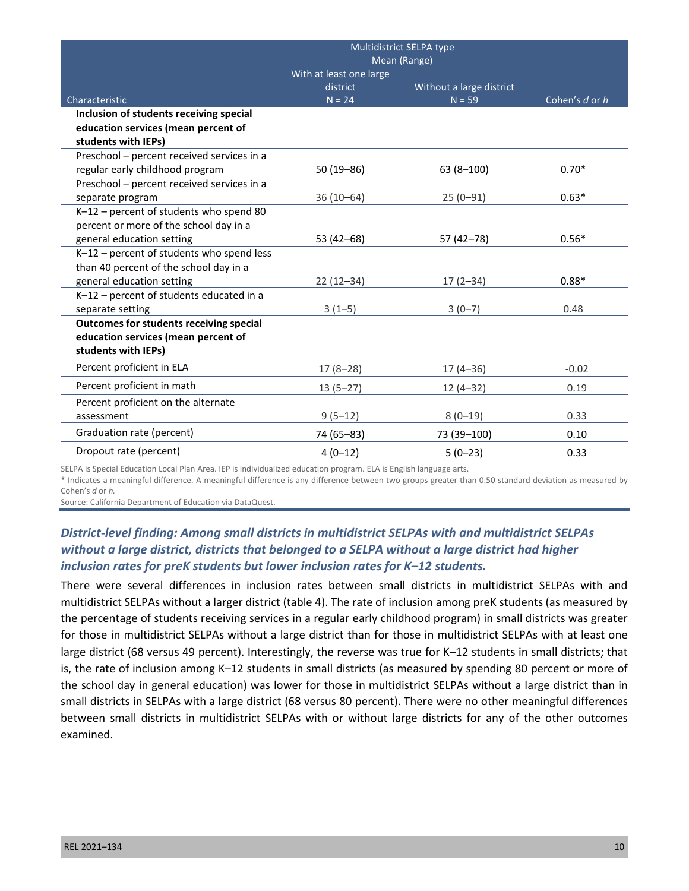| Characteristic | Multidistrict SELPA type Mean (Range) With at least one large district N = 24 | Without a large district N = 59 | Cohen's *d* or *h* |
|---|---|---|---|
| **Inclusion of students receiving special education services (mean percent of students with IEPs)** | | | |
| Preschool – percent received services in a regular early childhood program | 50 (19–86) | 63 (8–100) | 0.70* |
| Preschool – percent received services in a separate program | 36 (10–64) | 25 (0–91) | 0.63* |
| K–12 – percent of students who spend 80 percent or more of the school day in a general education setting | 53 (42–68) | 57 (42–78) | 0.56* |
| K–12 – percent of students who spend less than 40 percent of the school day in a general education setting | 22 (12–34) | 17 (2–34) | 0.88* |
| K–12 – percent of students educated in a separate setting | 3 (1–5) | 3 (0–7) | 0.48 |
| **Outcomes for students receiving special education services (mean percent of students with IEPs)** | | | |
| Percent proficient in ELA | 17 (8–28) | 17 (4–36) | -0.02 |
| Percent proficient in math | 13 (5–27) | 12 (4–32) | 0.19 |
| Percent proficient on the alternate assessment | 9 (5–12) | 8 (0–19) | 0.33 |
| Graduation rate (percent) | 74 (65–83) | 73 (39–100) | 0.10 |
| Dropout rate (percent) | 4 (0–12) | 5 (0–23) | 0.33 |

SELPA is Special Education Local Plan Area. IEP is individualized education program. ELA is English language arts.

* Indicates a meaningful difference. A meaningful difference is any difference between two groups greater than 0.50 standard deviation as measured by Cohen's *d* or *h*.

Source: California Department of Education via DataQuest.

### *District-level finding: Among small districts in multidistrict SELPAs with and multidistrict SELPAs without a large district, districts that belonged to a SELPA without a large district had higher inclusion rates for preK students but lower inclusion rates for K–12 students.*

There were several differences in inclusion rates between small districts in multidistrict SELPAs with and multidistrict SELPAs without a larger district (table 4). The rate of inclusion among preK students (as measured by the percentage of students receiving services in a regular early childhood program) in small districts was greater for those in multidistrict SELPAs without a large district than for those in multidistrict SELPAs with at least one large district (68 versus 49 percent). Interestingly, the reverse was true for K–12 students in small districts; that is, the rate of inclusion among K–12 students in small districts (as measured by spending 80 percent or more of the school day in general education) was lower for those in multidistrict SELPAs without a large district than in small districts in SELPAs with a large district (68 versus 80 percent). There were no other meaningful differences between small districts in multidistrict SELPAs with or without large districts for any of the other outcomes examined.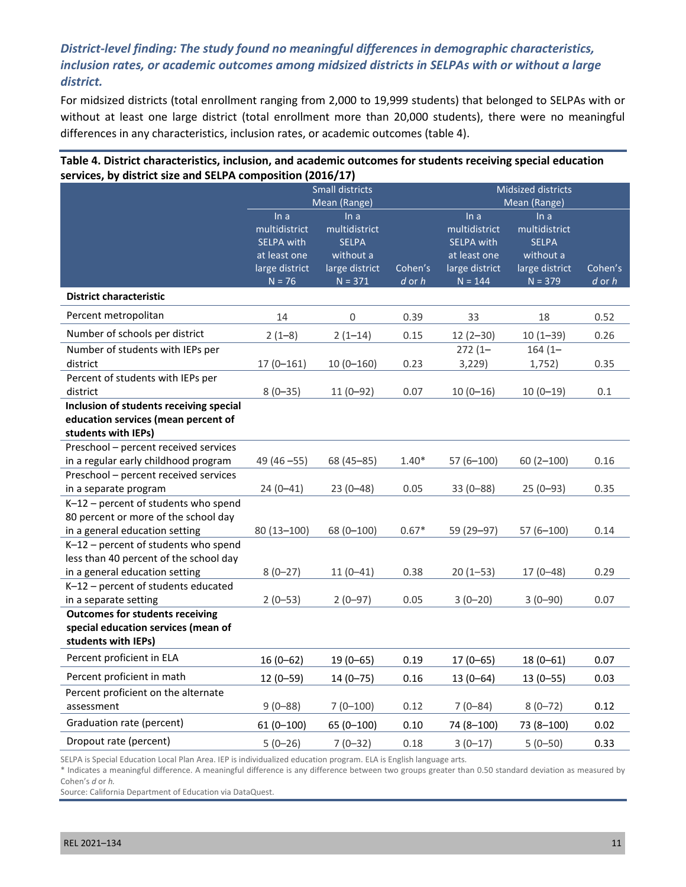*District-level finding: The study found no meaningful differences in demographic characteristics, inclusion rates, or academic outcomes among midsized districts in SELPAs with or without a large district.*

For midsized districts (total enrollment ranging from 2,000 to 19,999 students) that belonged to SELPAs with or without at least one large district (total enrollment more than 20,000 students), there were no meaningful differences in any characteristics, inclusion rates, or academic outcomes (table 4).

**Table 4. District characteristics, inclusion, and academic outcomes for students receiving special education services, by district size and SELPA composition (2016/17)**

| | Small districts Mean (Range) | | | Midsized districts Mean (Range) | | |
|---|---|---|---|---|---|---|
| | In a multidistrict SELPA with at least one large district N = 76 | In a multidistrict SELPA without a large district N = 371 | Cohen's *d* or *h* | In a multidistrict SELPA with at least one large district N = 144 | In a multidistrict SELPA without a large district N = 379 | Cohen's *d* or *h* |
| **District characteristic** | | | | | | |
| Percent metropolitan | 14 | 0 | 0.39 | 33 | 18 | 0.52 |
| Number of schools per district | 2 (1–8) | 2 (1–14) | 0.15 | 12 (2–30) | 10 (1–39) | 0.26 |
| Number of students with IEPs per district | 17 (0–161) | 10 (0–160) | 0.23 | 272 (1–3,229) | 164 (1–1,752) | 0.35 |
| Percent of students with IEPs per district | 8 (0–35) | 11 (0–92) | 0.07 | 10 (0–16) | 10 (0–19) | 0.1 |
| **Inclusion of students receiving special education services (mean percent of students with IEPs)** | | | | | | |
| Preschool – percent received services in a regular early childhood program | 49 (46 –55) | 68 (45–85) | 1.40* | 57 (6–100) | 60 (2–100) | 0.16 |
| Preschool – percent received services in a separate program | 24 (0–41) | 23 (0–48) | 0.05 | 33 (0–88) | 25 (0–93) | 0.35 |
| K–12 – percent of students who spend 80 percent or more of the school day in a general education setting | 80 (13–100) | 68 (0–100) | 0.67* | 59 (29–97) | 57 (6–100) | 0.14 |
| K–12 – percent of students who spend less than 40 percent of the school day in a general education setting | 8 (0–27) | 11 (0–41) | 0.38 | 20 (1–53) | 17 (0–48) | 0.29 |
| K–12 – percent of students educated in a separate setting | 2 (0–53) | 2 (0–97) | 0.05 | 3 (0–20) | 3 (0–90) | 0.07 |
| **Outcomes for students receiving special education services (mean of students with IEPs)** | | | | | | |
| Percent proficient in ELA | 16 (0–62) | 19 (0–65) | 0.19 | 17 (0–65) | 18 (0–61) | 0.07 |
| Percent proficient in math | 12 (0–59) | 14 (0–75) | 0.16 | 13 (0–64) | 13 (0–55) | 0.03 |
| Percent proficient on the alternate assessment | 9 (0–88) | 7 (0–100) | 0.12 | 7 (0–84) | 8 (0–72) | 0.12 |
| Graduation rate (percent) | 61 (0–100) | 65 (0–100) | 0.10 | 74 (8–100) | 73 (8–100) | 0.02 |
| Dropout rate (percent) | 5 (0–26) | 7 (0–32) | 0.18 | 3 (0–17) | 5 (0–50) | 0.33 |

SELPA is Special Education Local Plan Area. IEP is individualized education program. ELA is English language arts.

* Indicates a meaningful difference. A meaningful difference is any difference between two groups greater than 0.50 standard deviation as measured by Cohen's *d* or *h*.

Source: California Department of Education via DataQuest.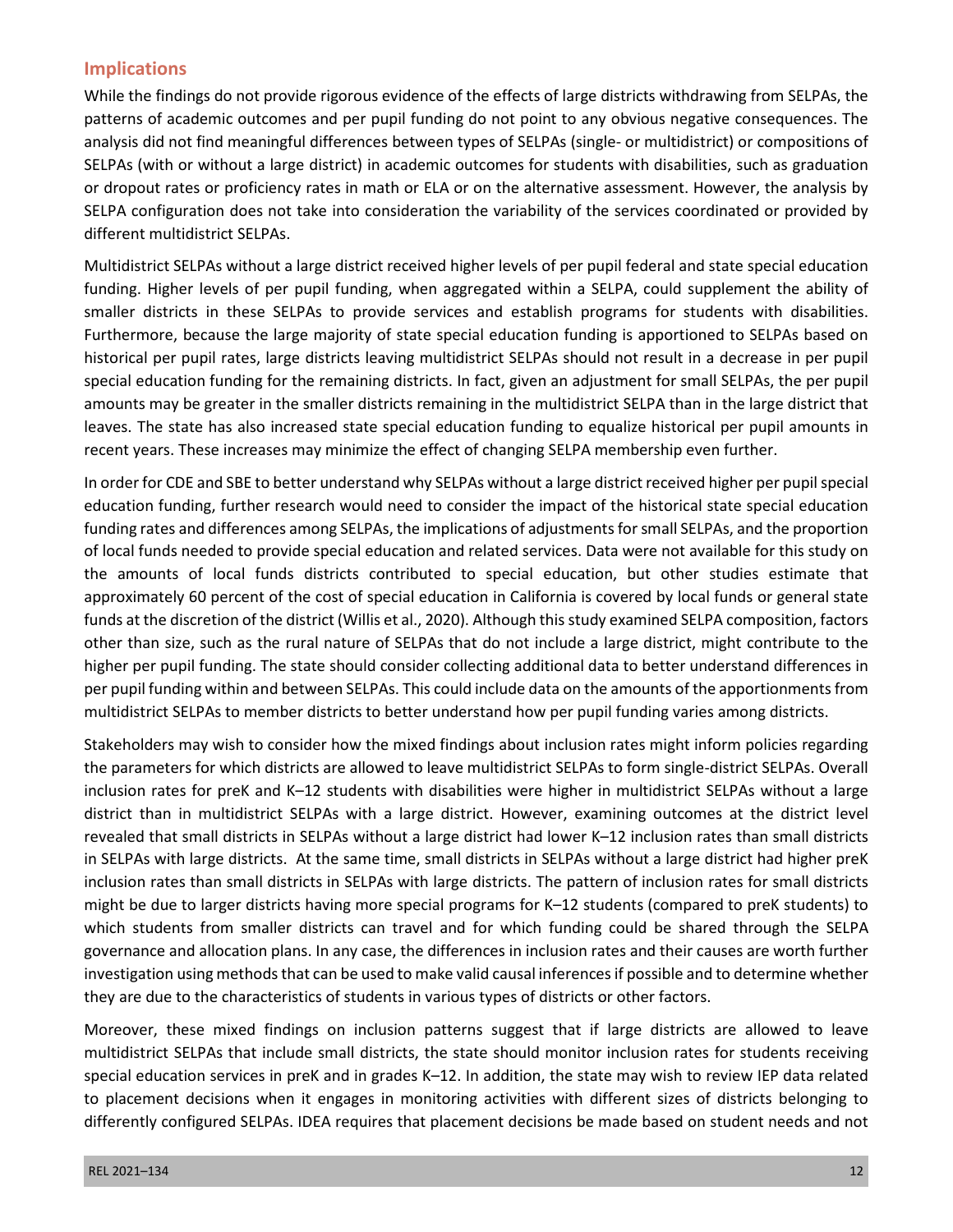## Implications

While the findings do not provide rigorous evidence of the effects of large districts withdrawing from SELPAs, the patterns of academic outcomes and per pupil funding do not point to any obvious negative consequences. The analysis did not find meaningful differences between types of SELPAs (single- or multidistrict) or compositions of SELPAs (with or without a large district) in academic outcomes for students with disabilities, such as graduation or dropout rates or proficiency rates in math or ELA or on the alternative assessment. However, the analysis by SELPA configuration does not take into consideration the variability of the services coordinated or provided by different multidistrict SELPAs.

Multidistrict SELPAs without a large district received higher levels of per pupil federal and state special education funding. Higher levels of per pupil funding, when aggregated within a SELPA, could supplement the ability of smaller districts in these SELPAs to provide services and establish programs for students with disabilities. Furthermore, because the large majority of state special education funding is apportioned to SELPAs based on historical per pupil rates, large districts leaving multidistrict SELPAs should not result in a decrease in per pupil special education funding for the remaining districts. In fact, given an adjustment for small SELPAs, the per pupil amounts may be greater in the smaller districts remaining in the multidistrict SELPA than in the large district that leaves. The state has also increased state special education funding to equalize historical per pupil amounts in recent years. These increases may minimize the effect of changing SELPA membership even further.

In order for CDE and SBE to better understand why SELPAs without a large district received higher per pupil special education funding, further research would need to consider the impact of the historical state special education funding rates and differences among SELPAs, the implications of adjustments for small SELPAs, and the proportion of local funds needed to provide special education and related services. Data were not available for this study on the amounts of local funds districts contributed to special education, but other studies estimate that approximately 60 percent of the cost of special education in California is covered by local funds or general state funds at the discretion of the district (Willis et al., 2020). Although this study examined SELPA composition, factors other than size, such as the rural nature of SELPAs that do not include a large district, might contribute to the higher per pupil funding. The state should consider collecting additional data to better understand differences in per pupil funding within and between SELPAs. This could include data on the amounts of the apportionments from multidistrict SELPAs to member districts to better understand how per pupil funding varies among districts.

Stakeholders may wish to consider how the mixed findings about inclusion rates might inform policies regarding the parameters for which districts are allowed to leave multidistrict SELPAs to form single-district SELPAs. Overall inclusion rates for preK and K–12 students with disabilities were higher in multidistrict SELPAs without a large district than in multidistrict SELPAs with a large district. However, examining outcomes at the district level revealed that small districts in SELPAs without a large district had lower K–12 inclusion rates than small districts in SELPAs with large districts. At the same time, small districts in SELPAs without a large district had higher preK inclusion rates than small districts in SELPAs with large districts. The pattern of inclusion rates for small districts might be due to larger districts having more special programs for K–12 students (compared to preK students) to which students from smaller districts can travel and for which funding could be shared through the SELPA governance and allocation plans. In any case, the differences in inclusion rates and their causes are worth further investigation using methods that can be used to make valid causal inferences if possible and to determine whether they are due to the characteristics of students in various types of districts or other factors.

Moreover, these mixed findings on inclusion patterns suggest that if large districts are allowed to leave multidistrict SELPAs that include small districts, the state should monitor inclusion rates for students receiving special education services in preK and in grades K–12. In addition, the state may wish to review IEP data related to placement decisions when it engages in monitoring activities with different sizes of districts belonging to differently configured SELPAs. IDEA requires that placement decisions be made based on student needs and not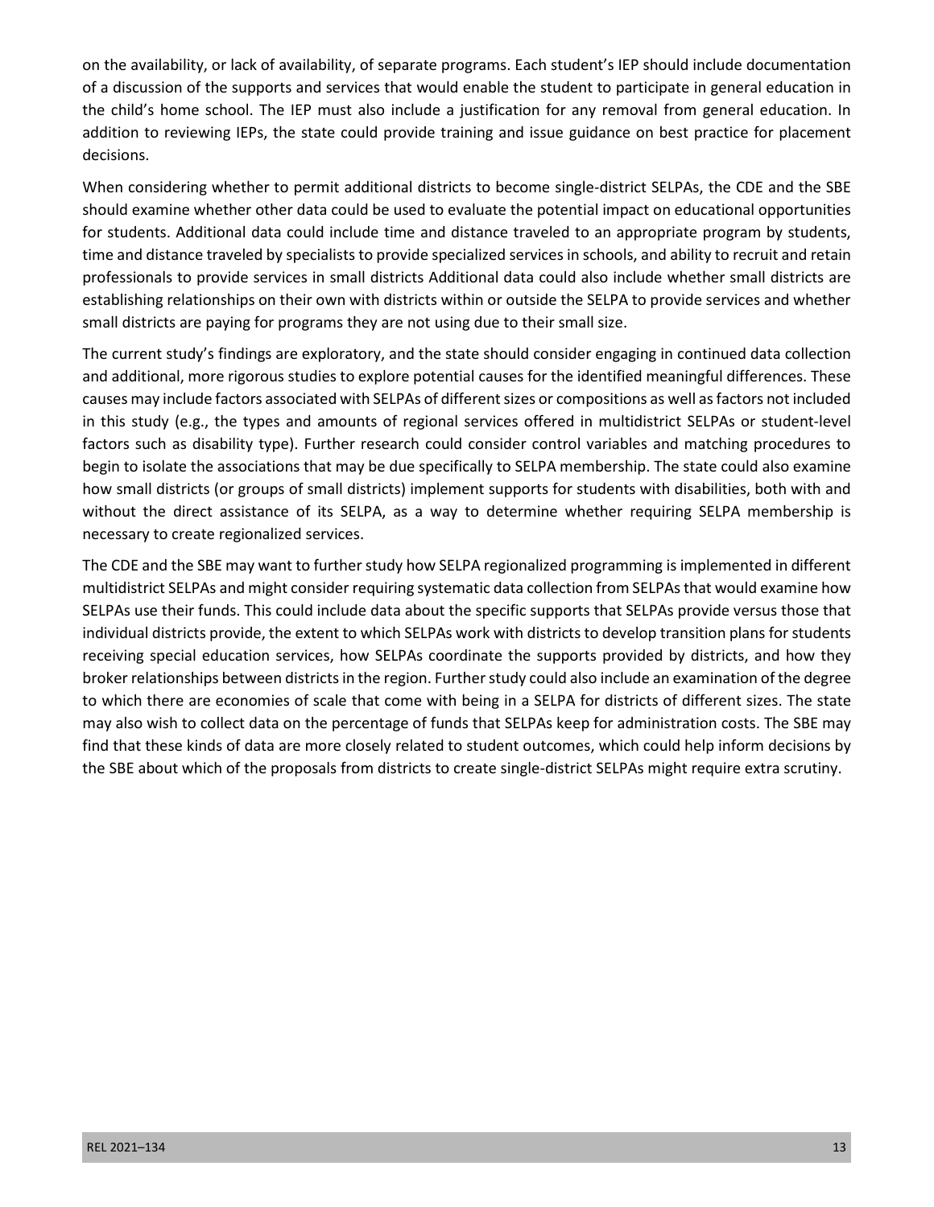on the availability, or lack of availability, of separate programs. Each student's IEP should include documentation of a discussion of the supports and services that would enable the student to participate in general education in the child's home school. The IEP must also include a justification for any removal from general education. In addition to reviewing IEPs, the state could provide training and issue guidance on best practice for placement decisions.

When considering whether to permit additional districts to become single-district SELPAs, the CDE and the SBE should examine whether other data could be used to evaluate the potential impact on educational opportunities for students. Additional data could include time and distance traveled to an appropriate program by students, time and distance traveled by specialists to provide specialized services in schools, and ability to recruit and retain professionals to provide services in small districts Additional data could also include whether small districts are establishing relationships on their own with districts within or outside the SELPA to provide services and whether small districts are paying for programs they are not using due to their small size.

The current study's findings are exploratory, and the state should consider engaging in continued data collection and additional, more rigorous studies to explore potential causes for the identified meaningful differences. These causes may include factors associated with SELPAs of different sizes or compositions as well as factors not included in this study (e.g., the types and amounts of regional services offered in multidistrict SELPAs or student-level factors such as disability type). Further research could consider control variables and matching procedures to begin to isolate the associations that may be due specifically to SELPA membership. The state could also examine how small districts (or groups of small districts) implement supports for students with disabilities, both with and without the direct assistance of its SELPA, as a way to determine whether requiring SELPA membership is necessary to create regionalized services.

The CDE and the SBE may want to further study how SELPA regionalized programming is implemented in different multidistrict SELPAs and might consider requiring systematic data collection from SELPAs that would examine how SELPAs use their funds. This could include data about the specific supports that SELPAs provide versus those that individual districts provide, the extent to which SELPAs work with districts to develop transition plans for students receiving special education services, how SELPAs coordinate the supports provided by districts, and how they broker relationships between districts in the region. Further study could also include an examination of the degree to which there are economies of scale that come with being in a SELPA for districts of different sizes. The state may also wish to collect data on the percentage of funds that SELPAs keep for administration costs. The SBE may find that these kinds of data are more closely related to student outcomes, which could help inform decisions by the SBE about which of the proposals from districts to create single-district SELPAs might require extra scrutiny.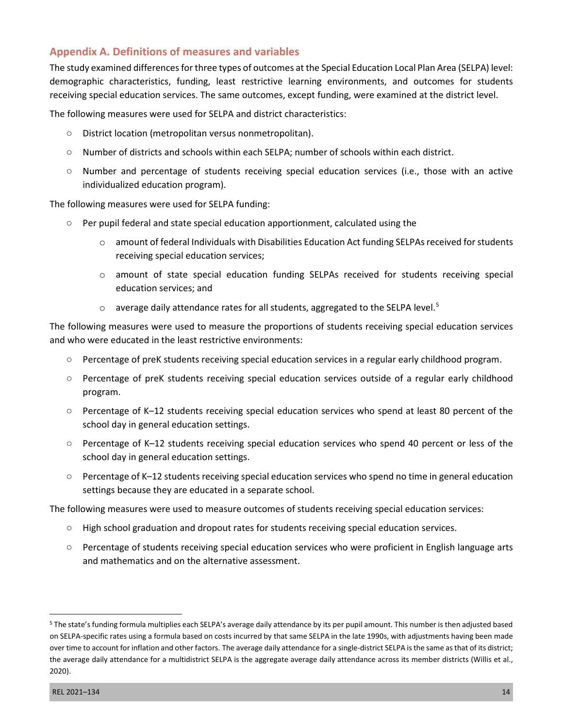## Appendix A. Definitions of measures and variables

The study examined differences for three types of outcomes at the Special Education Local Plan Area (SELPA) level: demographic characteristics, funding, least restrictive learning environments, and outcomes for students receiving special education services. The same outcomes, except funding, were examined at the district level.

The following measures were used for SELPA and district characteristics:

- District location (metropolitan versus nonmetropolitan).
- Number of districts and schools within each SELPA; number of schools within each district.
- Number and percentage of students receiving special education services (i.e., those with an active individualized education program).

The following measures were used for SELPA funding:

- Per pupil federal and state special education apportionment, calculated using the
  - amount of federal Individuals with Disabilities Education Act funding SELPAs received for students receiving special education services;
  - amount of state special education funding SELPAs received for students receiving special education services; and
  - average daily attendance rates for all students, aggregated to the SELPA level.[5]

The following measures were used to measure the proportions of students receiving special education services and who were educated in the least restrictive environments:

- Percentage of preK students receiving special education services in a regular early childhood program.
- Percentage of preK students receiving special education services outside of a regular early childhood program.
- Percentage of K–12 students receiving special education services who spend at least 80 percent of the school day in general education settings.
- Percentage of K–12 students receiving special education services who spend 40 percent or less of the school day in general education settings.
- Percentage of K–12 students receiving special education services who spend no time in general education settings because they are educated in a separate school.

The following measures were used to measure outcomes of students receiving special education services:

- High school graduation and dropout rates for students receiving special education services.
- Percentage of students receiving special education services who were proficient in English language arts and mathematics and on the alternative assessment.

[5] The state's funding formula multiplies each SELPA's average daily attendance by its per pupil amount. This number is then adjusted based on SELPA-specific rates using a formula based on costs incurred by that same SELPA in the late 1990s, with adjustments having been made over time to account for inflation and other factors. The average daily attendance for a single-district SELPA is the same as that of its district; the average daily attendance for a multidistrict SELPA is the aggregate average daily attendance across its member districts (Willis et al., 2020).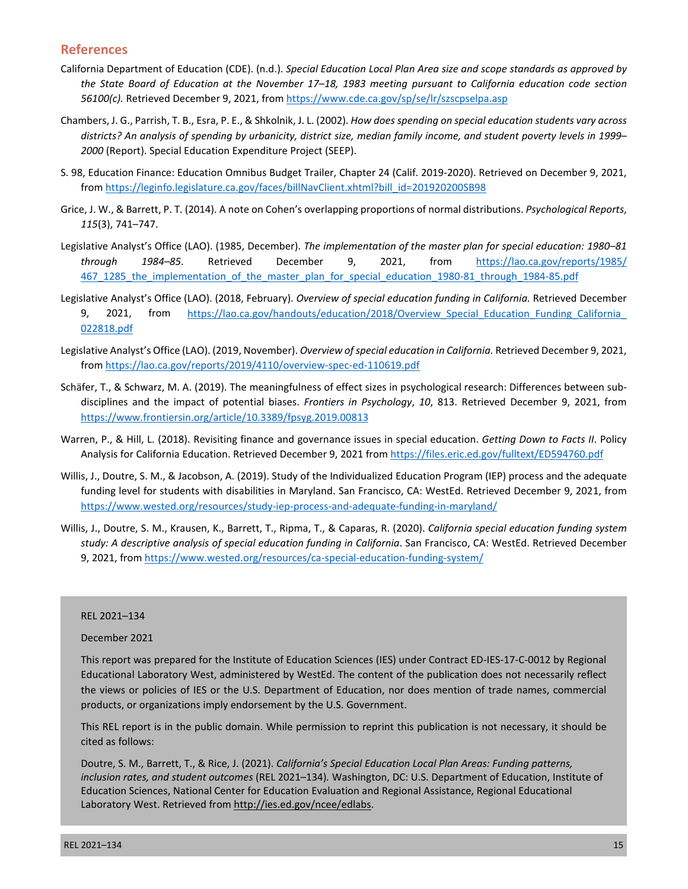## References

California Department of Education (CDE). (n.d.). *Special Education Local Plan Area size and scope standards as approved by the State Board of Education at the November 17–18, 1983 meeting pursuant to California education code section 56100(c).* Retrieved December 9, 2021, from https://www.cde.ca.gov/sp/se/lr/szscpselpa.asp

Chambers, J. G., Parrish, T. B., Esra, P. E., & Shkolnik, J. L. (2002). *How does spending on special education students vary across districts? An analysis of spending by urbanicity, district size, median family income, and student poverty levels in 1999–2000* (Report). Special Education Expenditure Project (SEEP).

S. 98, Education Finance: Education Omnibus Budget Trailer, Chapter 24 (Calif. 2019-2020). Retrieved on December 9, 2021, from https://leginfo.legislature.ca.gov/faces/billNavClient.xhtml?bill_id=201920200SB98

Grice, J. W., & Barrett, P. T. (2014). A note on Cohen's overlapping proportions of normal distributions. *Psychological Reports*, *115*(3), 741–747.

Legislative Analyst's Office (LAO). (1985, December). *The implementation of the master plan for special education: 1980–81 through 1984–85*. Retrieved December 9, 2021, from https://lao.ca.gov/reports/1985/467_1285_the_implementation_of_the_master_plan_for_special_education_1980-81_through_1984-85.pdf

Legislative Analyst's Office (LAO). (2018, February). *Overview of special education funding in California.* Retrieved December 9, 2021, from https://lao.ca.gov/handouts/education/2018/Overview_Special_Education_Funding_California_022818.pdf

Legislative Analyst's Office (LAO). (2019, November). *Overview of special education in California.* Retrieved December 9, 2021, from https://lao.ca.gov/reports/2019/4110/overview-spec-ed-110619.pdf

Schäfer, T., & Schwarz, M. A. (2019). The meaningfulness of effect sizes in psychological research: Differences between sub-disciplines and the impact of potential biases. *Frontiers in Psychology*, *10*, 813. Retrieved December 9, 2021, from https://www.frontiersin.org/article/10.3389/fpsyg.2019.00813

Warren, P., & Hill, L. (2018). Revisiting finance and governance issues in special education. *Getting Down to Facts II*. Policy Analysis for California Education. Retrieved December 9, 2021 from https://files.eric.ed.gov/fulltext/ED594760.pdf

Willis, J., Doutre, S. M., & Jacobson, A. (2019). Study of the Individualized Education Program (IEP) process and the adequate funding level for students with disabilities in Maryland. San Francisco, CA: WestEd. Retrieved December 9, 2021, from https://www.wested.org/resources/study-iep-process-and-adequate-funding-in-maryland/

Willis, J., Doutre, S. M., Krausen, K., Barrett, T., Ripma, T., & Caparas, R. (2020). *California special education funding system study: A descriptive analysis of special education funding in California*. San Francisco, CA: WestEd. Retrieved December 9, 2021, from https://www.wested.org/resources/ca-special-education-funding-system/

REL 2021–134

December 2021

This report was prepared for the Institute of Education Sciences (IES) under Contract ED-IES-17-C-0012 by Regional Educational Laboratory West, administered by WestEd. The content of the publication does not necessarily reflect the views or policies of IES or the U.S. Department of Education, nor does mention of trade names, commercial products, or organizations imply endorsement by the U.S. Government.

This REL report is in the public domain. While permission to reprint this publication is not necessary, it should be cited as follows:

Doutre, S. M., Barrett, T., & Rice, J. (2021). *California's Special Education Local Plan Areas: Funding patterns, inclusion rates, and student outcomes* (REL 2021–134). Washington, DC: U.S. Department of Education, Institute of Education Sciences, National Center for Education Evaluation and Regional Assistance, Regional Educational Laboratory West. Retrieved from http://ies.ed.gov/ncee/edlabs.